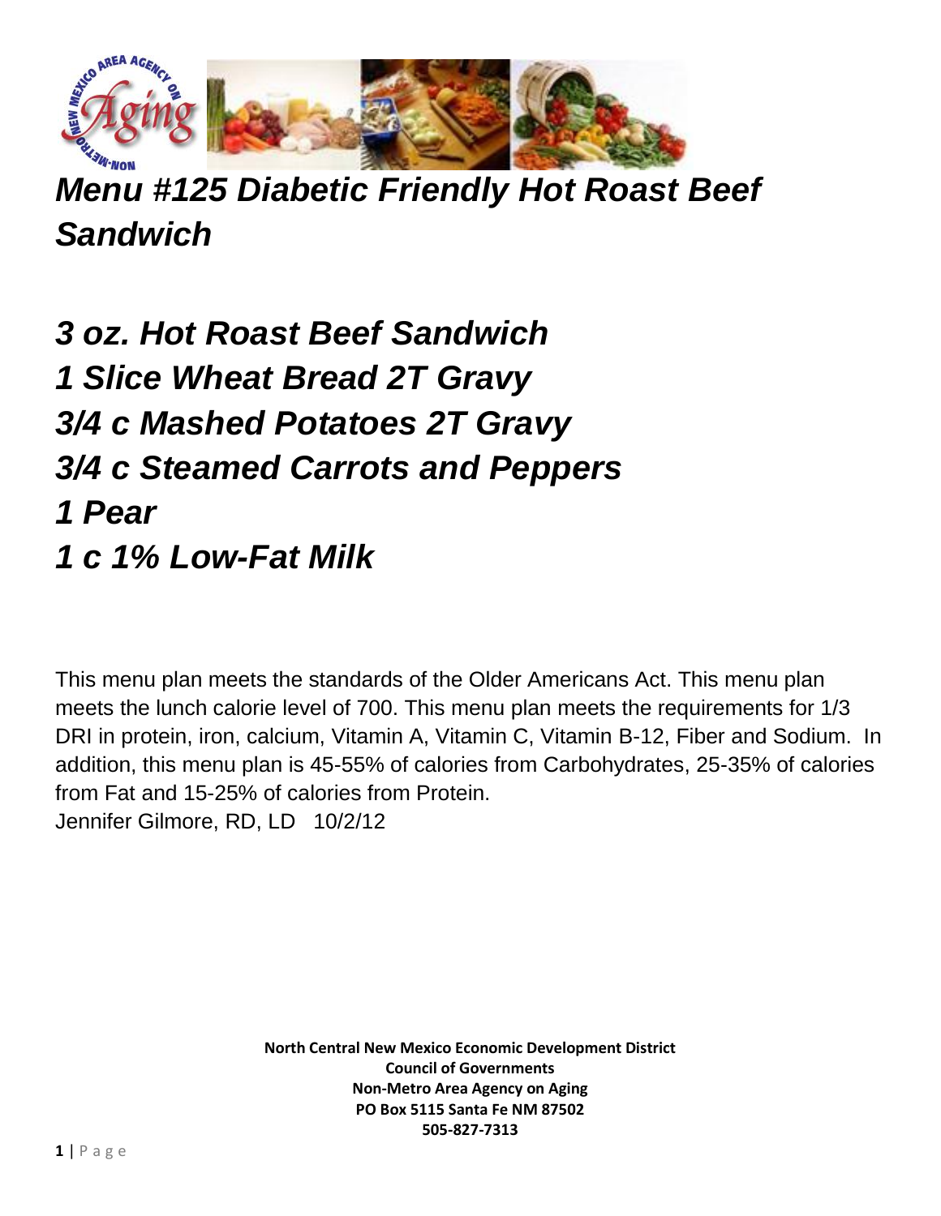# *Menu #125 Diabetic Friendly Hot Roast Beef Sandwich*

***3 oz. Hot Roast Beef Sandwich***
***1 Slice Wheat Bread 2T Gravy***
***3/4 c Mashed Potatoes 2T Gravy***
***3/4 c Steamed Carrots and Peppers***
***1 Pear***
***1 c 1% Low-Fat Milk***

This menu plan meets the standards of the Older Americans Act. This menu plan meets the lunch calorie level of 700. This menu plan meets the requirements for 1/3 DRI in protein, iron, calcium, Vitamin A, Vitamin C, Vitamin B-12, Fiber and Sodium. In addition, this menu plan is 45-55% of calories from Carbohydrates, 25-35% of calories from Fat and 15-25% of calories from Protein.
Jennifer Gilmore, RD, LD 10/2/12

**North Central New Mexico Economic Development District**
**Council of Governments**
**Non-Metro Area Agency on Aging**
**PO Box 5115 Santa Fe NM 87502**
**505-827-7313**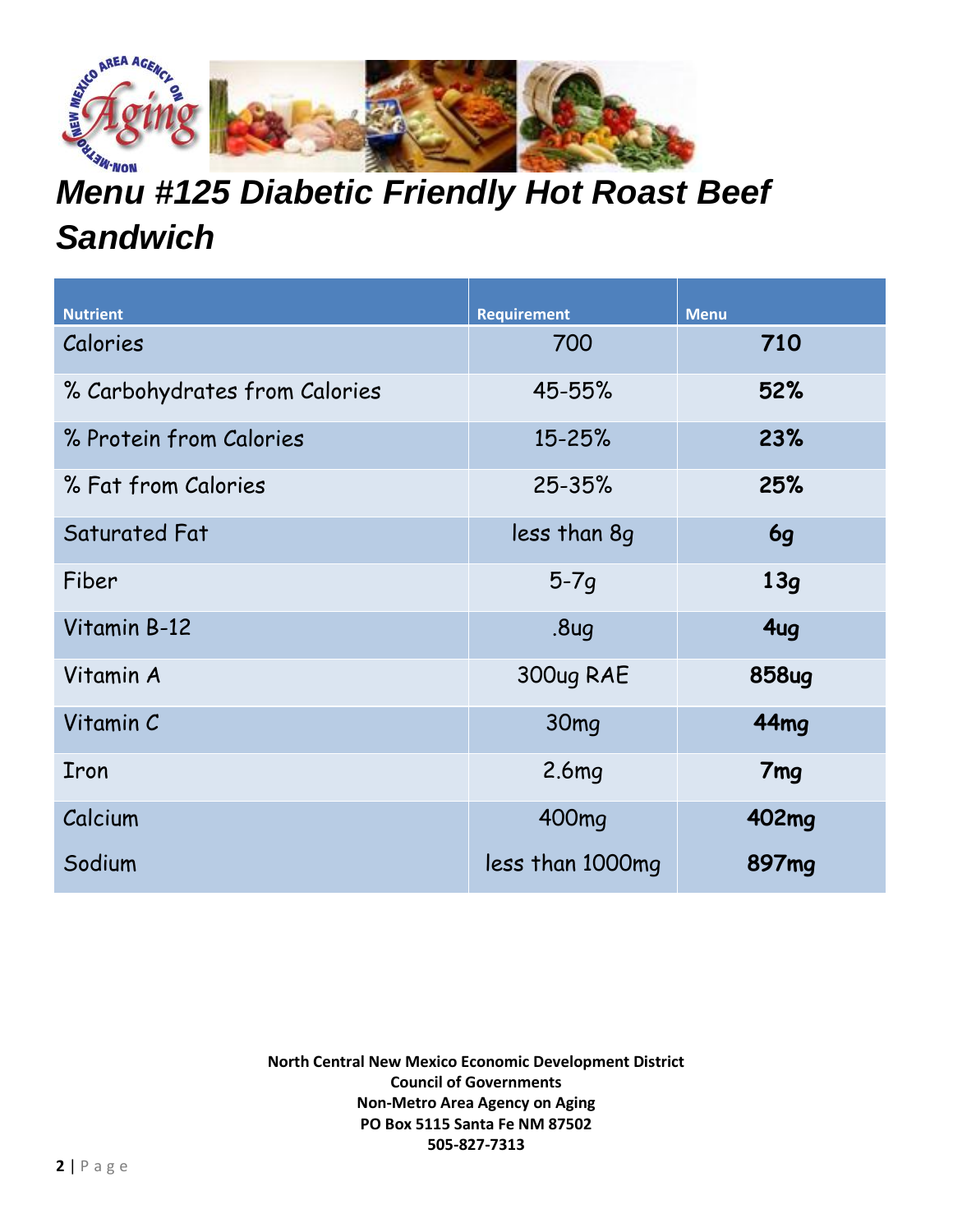# Menu #125 Diabetic Friendly Hot Roast Beef Sandwich

| Nutrient | Requirement | Menu |
|---|---|---|
| Calories | 700 | **710** |
| % Carbohydrates from Calories | 45-55% | **52%** |
| % Protein from Calories | 15-25% | **23%** |
| % Fat from Calories | 25-35% | **25%** |
| Saturated Fat | less than 8g | **6g** |
| Fiber | 5-7g | **13g** |
| Vitamin B-12 | .8ug | **4ug** |
| Vitamin A | 300ug RAE | **858ug** |
| Vitamin C | 30mg | **44mg** |
| Iron | 2.6mg | **7mg** |
| Calcium | 400mg | **402mg** |
| Sodium | less than 1000mg | **897mg** |

**North Central New Mexico Economic Development District**
**Council of Governments**
**Non-Metro Area Agency on Aging**
**PO Box 5115 Santa Fe NM 87502**
**505-827-7313**